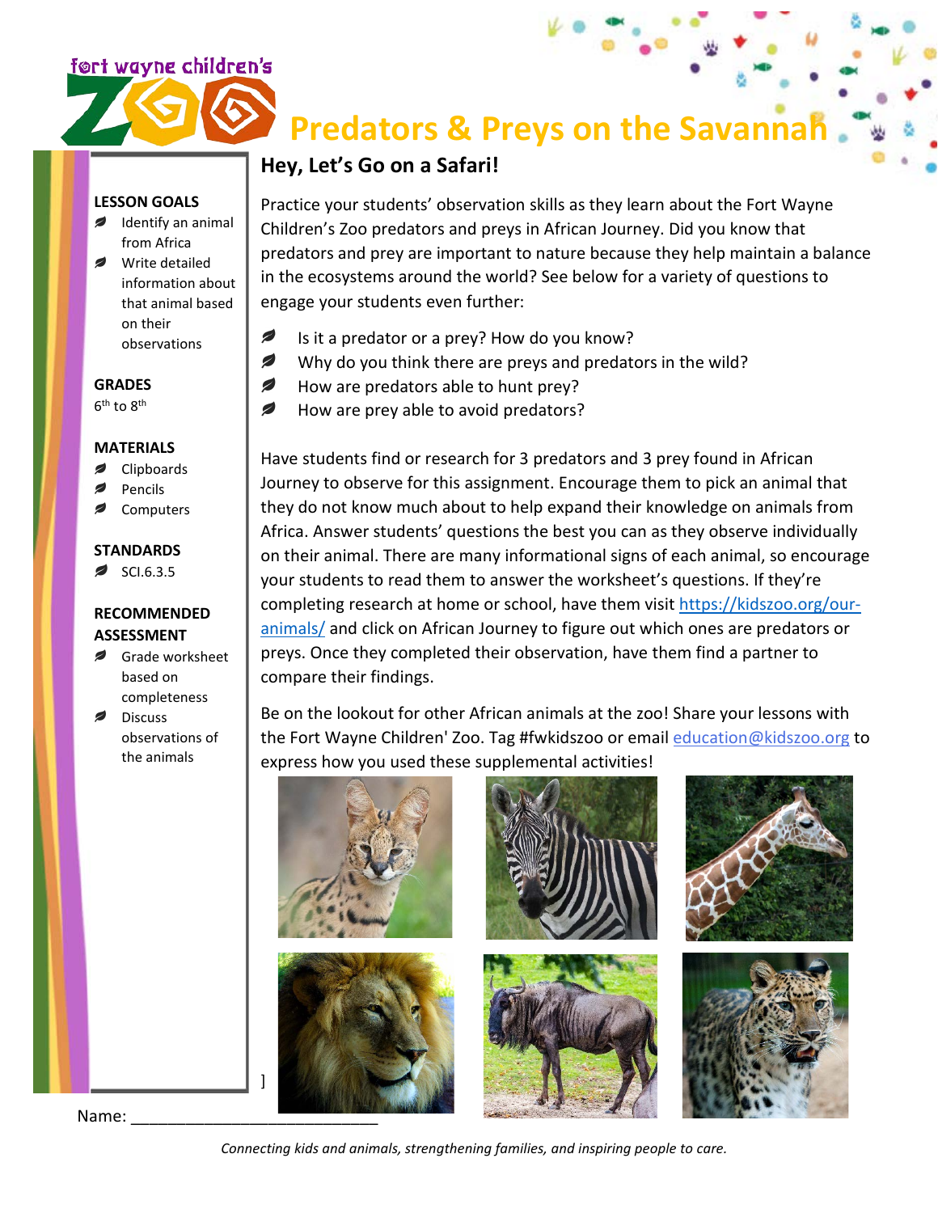# Predators & Preys on the Savannah

## Hey, Let's Go on a Safari!

**LESSON GOALS**
- Identify an animal from Africa
- Write detailed information about that animal based on their observations

**GRADES**
6th to 8th

**MATERIALS**
- Clipboards
- Pencils
- Computers

**STANDARDS**
- SCI.6.3.5

**RECOMMENDED ASSESSMENT**
- Grade worksheet based on completeness
- Discuss observations of the animals

Practice your students' observation skills as they learn about the Fort Wayne Children's Zoo predators and preys in African Journey. Did you know that predators and prey are important to nature because they help maintain a balance in the ecosystems around the world? See below for a variety of questions to engage your students even further:

- Is it a predator or a prey? How do you know?
- Why do you think there are preys and predators in the wild?
- How are predators able to hunt prey?
- How are prey able to avoid predators?

Have students find or research for 3 predators and 3 prey found in African Journey to observe for this assignment. Encourage them to pick an animal that they do not know much about to help expand their knowledge on animals from Africa. Answer students' questions the best you can as they observe individually on their animal. There are many informational signs of each animal, so encourage your students to read them to answer the worksheet's questions. If they're completing research at home or school, have them visit https://kidszoo.org/our-animals/ and click on African Journey to figure out which ones are predators or preys. Once they completed their observation, have them find a partner to compare their findings.

Be on the lookout for other African animals at the zoo! Share your lessons with the Fort Wayne Children' Zoo. Tag #fwkidszoo or email education@kidszoo.org to express how you used these supplemental activities!

]

Name: ___________________________

*Connecting kids and animals, strengthening families, and inspiring people to care.*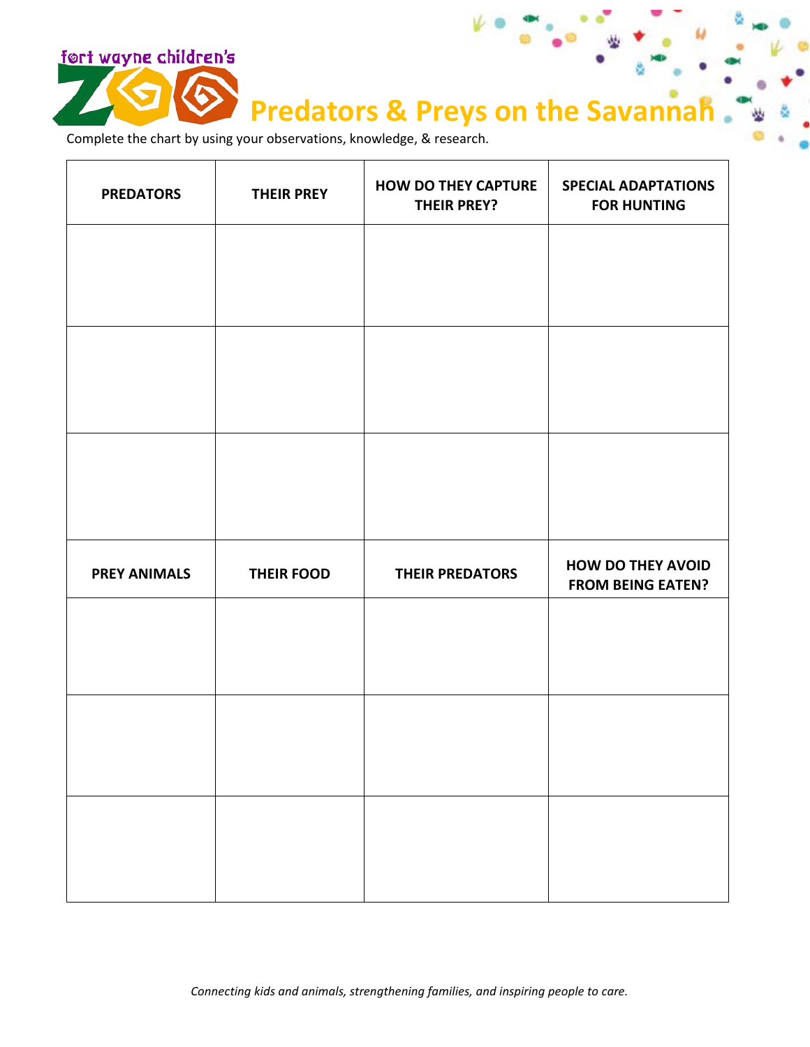# Predators & Preys on the Savannah

Complete the chart by using your observations, knowledge, & research.

| PREDATORS | THEIR PREY | HOW DO THEY CAPTURE THEIR PREY? | SPECIAL ADAPTATIONS FOR HUNTING |
|---|---|---|---|
| | | | |
| | | | |
| | | | |
| **PREY ANIMALS** | **THEIR FOOD** | **THEIR PREDATORS** | **HOW DO THEY AVOID FROM BEING EATEN?** |
| | | | |
| | | | |
| | | | |

*Connecting kids and animals, strengthening families, and inspiring people to care.*